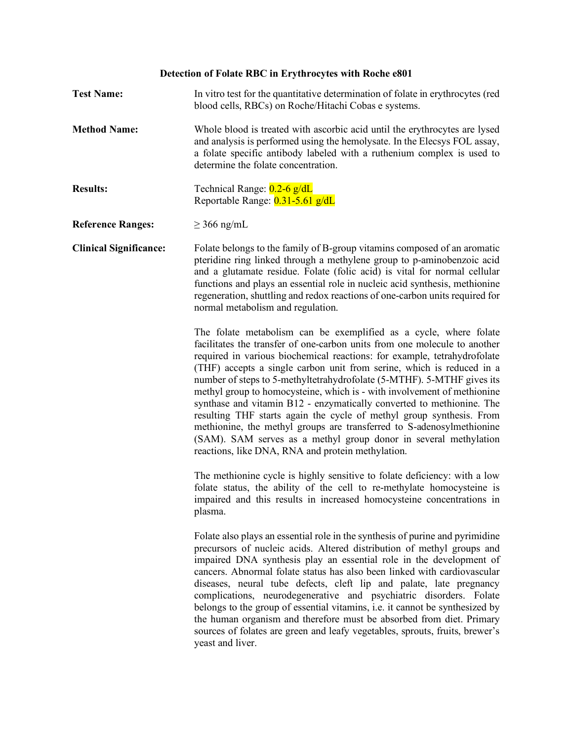# Detection of Folate RBC in Erythrocytes with Roche e801

**Test Name:** In vitro test for the quantitative determination of folate in erythrocytes (red blood cells, RBCs) on Roche/Hitachi Cobas e systems.

**Method Name:** Whole blood is treated with ascorbic acid until the erythrocytes are lysed and analysis is performed using the hemolysate. In the Elecsys FOL assay, a folate specific antibody labeled with a ruthenium complex is used to determine the folate concentration.

**Results:** Technical Range: 0.2-6 g/dL
Reportable Range: 0.31-5.61 g/dL

**Reference Ranges:** ≥ 366 ng/mL

**Clinical Significance:** Folate belongs to the family of B-group vitamins composed of an aromatic pteridine ring linked through a methylene group to p-aminobenzoic acid and a glutamate residue. Folate (folic acid) is vital for normal cellular functions and plays an essential role in nucleic acid synthesis, methionine regeneration, shuttling and redox reactions of one-carbon units required for normal metabolism and regulation.

The folate metabolism can be exemplified as a cycle, where folate facilitates the transfer of one-carbon units from one molecule to another required in various biochemical reactions: for example, tetrahydrofolate (THF) accepts a single carbon unit from serine, which is reduced in a number of steps to 5-methyltetrahydrofolate (5-MTHF). 5-MTHF gives its methyl group to homocysteine, which is - with involvement of methionine synthase and vitamin B12 - enzymatically converted to methionine. The resulting THF starts again the cycle of methyl group synthesis. From methionine, the methyl groups are transferred to S-adenosylmethionine (SAM). SAM serves as a methyl group donor in several methylation reactions, like DNA, RNA and protein methylation.

The methionine cycle is highly sensitive to folate deficiency: with a low folate status, the ability of the cell to re-methylate homocysteine is impaired and this results in increased homocysteine concentrations in plasma.

Folate also plays an essential role in the synthesis of purine and pyrimidine precursors of nucleic acids. Altered distribution of methyl groups and impaired DNA synthesis play an essential role in the development of cancers. Abnormal folate status has also been linked with cardiovascular diseases, neural tube defects, cleft lip and palate, late pregnancy complications, neurodegenerative and psychiatric disorders. Folate belongs to the group of essential vitamins, i.e. it cannot be synthesized by the human organism and therefore must be absorbed from diet. Primary sources of folates are green and leafy vegetables, sprouts, fruits, brewer's yeast and liver.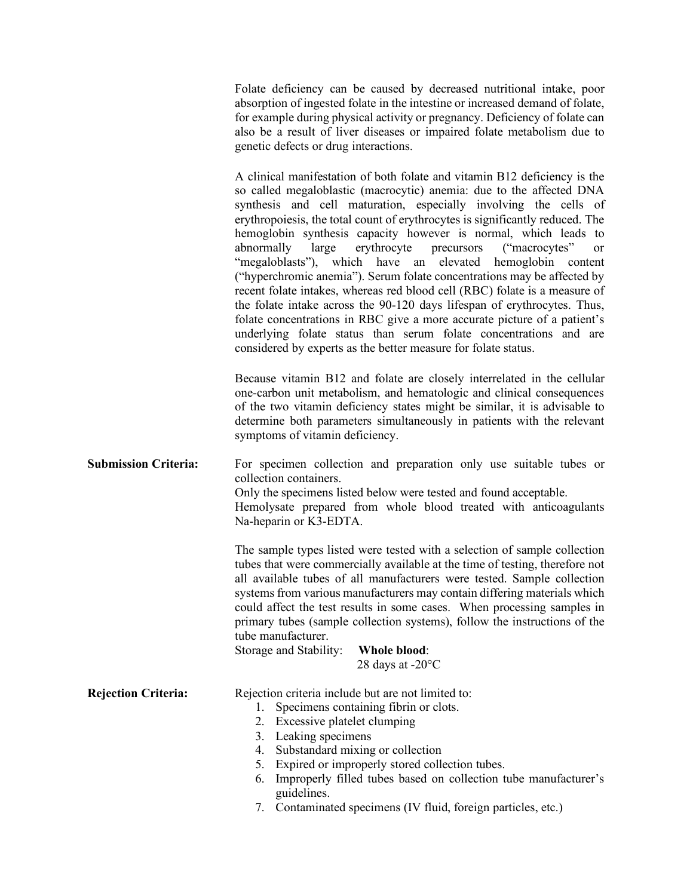Folate deficiency can be caused by decreased nutritional intake, poor absorption of ingested folate in the intestine or increased demand of folate, for example during physical activity or pregnancy. Deficiency of folate can also be a result of liver diseases or impaired folate metabolism due to genetic defects or drug interactions.

A clinical manifestation of both folate and vitamin B12 deficiency is the so called megaloblastic (macrocytic) anemia: due to the affected DNA synthesis and cell maturation, especially involving the cells of erythropoiesis, the total count of erythrocytes is significantly reduced. The hemoglobin synthesis capacity however is normal, which leads to abnormally large erythrocyte precursors ("macrocytes" or "megaloblasts"), which have an elevated hemoglobin content ("hyperchromic anemia"). Serum folate concentrations may be affected by recent folate intakes, whereas red blood cell (RBC) folate is a measure of the folate intake across the 90-120 days lifespan of erythrocytes. Thus, folate concentrations in RBC give a more accurate picture of a patient's underlying folate status than serum folate concentrations and are considered by experts as the better measure for folate status.

Because vitamin B12 and folate are closely interrelated in the cellular one-carbon unit metabolism, and hematologic and clinical consequences of the two vitamin deficiency states might be similar, it is advisable to determine both parameters simultaneously in patients with the relevant symptoms of vitamin deficiency.

**Submission Criteria:**

For specimen collection and preparation only use suitable tubes or collection containers.
Only the specimens listed below were tested and found acceptable.
Hemolysate prepared from whole blood treated with anticoagulants Na-heparin or K3-EDTA.

The sample types listed were tested with a selection of sample collection tubes that were commercially available at the time of testing, therefore not all available tubes of all manufacturers were tested. Sample collection systems from various manufacturers may contain differing materials which could affect the test results in some cases. When processing samples in primary tubes (sample collection systems), follow the instructions of the tube manufacturer.

Storage and Stability: **Whole blood**:
28 days at -20°C

**Rejection Criteria:**

Rejection criteria include but are not limited to:

1. Specimens containing fibrin or clots.
2. Excessive platelet clumping
3. Leaking specimens
4. Substandard mixing or collection
5. Expired or improperly stored collection tubes.
6. Improperly filled tubes based on collection tube manufacturer's guidelines.
7. Contaminated specimens (IV fluid, foreign particles, etc.)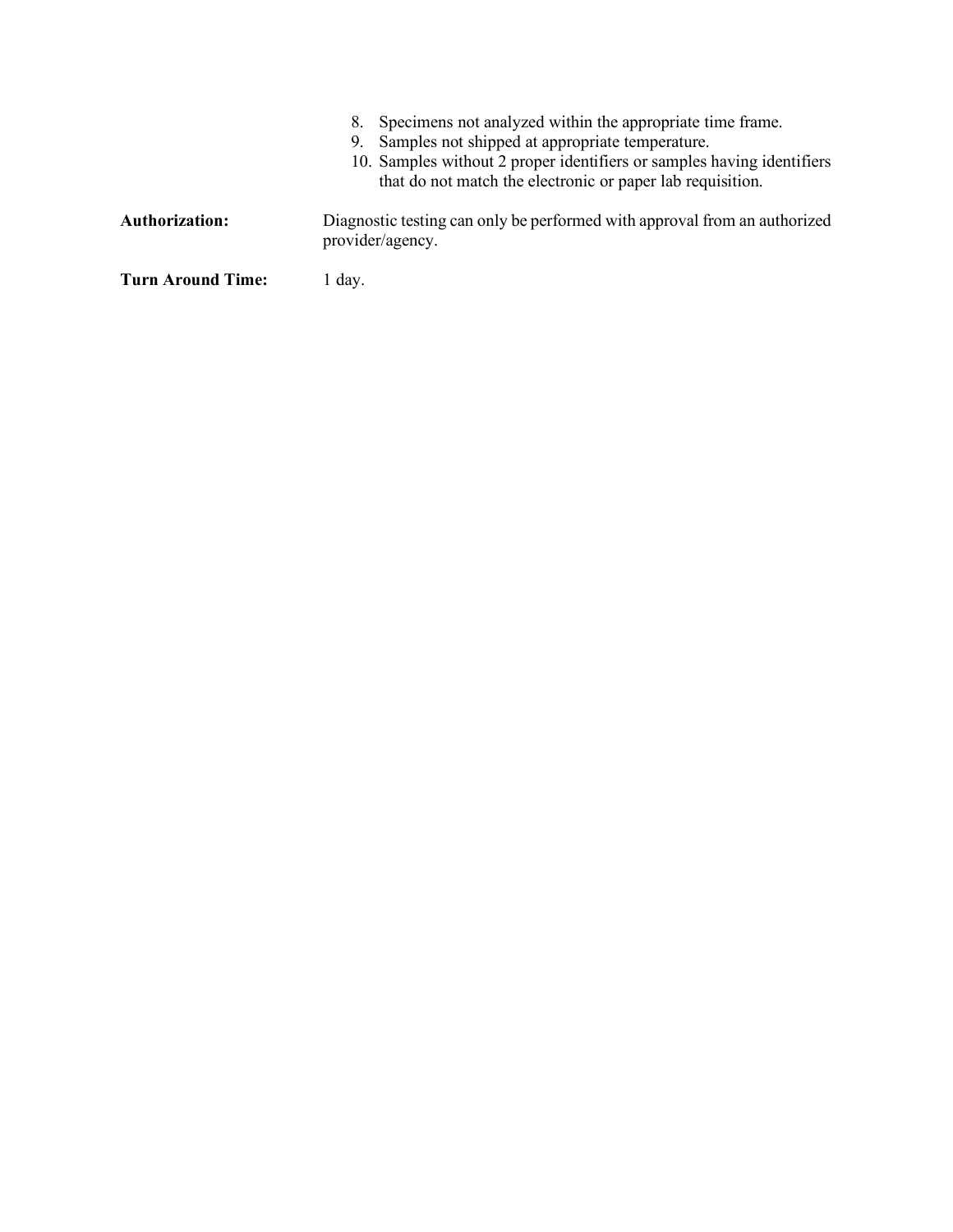8. Specimens not analyzed within the appropriate time frame.
9. Samples not shipped at appropriate temperature.
10. Samples without 2 proper identifiers or samples having identifiers that do not match the electronic or paper lab requisition.

**Authorization:** Diagnostic testing can only be performed with approval from an authorized provider/agency.

**Turn Around Time:** 1 day.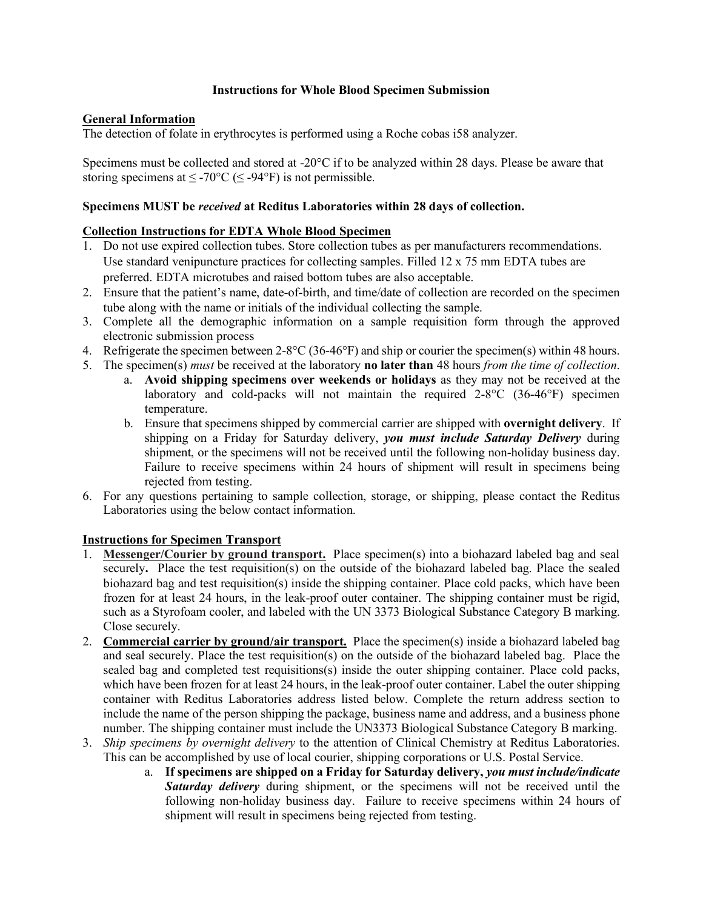**Instructions for Whole Blood Specimen Submission**

**General Information**

The detection of folate in erythrocytes is performed using a Roche cobas i58 analyzer.

Specimens must be collected and stored at -20°C if to be analyzed within 28 days. Please be aware that storing specimens at ≤ -70°C (≤ -94°F) is not permissible.

**Specimens MUST be *received* at Reditus Laboratories within 28 days of collection.**

**Collection Instructions for EDTA Whole Blood Specimen**

1. Do not use expired collection tubes. Store collection tubes as per manufacturers recommendations. Use standard venipuncture practices for collecting samples. Filled 12 x 75 mm EDTA tubes are preferred. EDTA microtubes and raised bottom tubes are also acceptable.
2. Ensure that the patient's name, date-of-birth, and time/date of collection are recorded on the specimen tube along with the name or initials of the individual collecting the sample.
3. Complete all the demographic information on a sample requisition form through the approved electronic submission process
4. Refrigerate the specimen between 2-8°C (36-46°F) and ship or courier the specimen(s) within 48 hours.
5. The specimen(s) *must* be received at the laboratory **no later than** 48 hours *from the time of collection*.
   a. **Avoid shipping specimens over weekends or holidays** as they may not be received at the laboratory and cold-packs will not maintain the required 2-8°C (36-46°F) specimen temperature.
   b. Ensure that specimens shipped by commercial carrier are shipped with **overnight delivery**. If shipping on a Friday for Saturday delivery, ***you must include Saturday Delivery*** during shipment, or the specimens will not be received until the following non-holiday business day. Failure to receive specimens within 24 hours of shipment will result in specimens being rejected from testing.
6. For any questions pertaining to sample collection, storage, or shipping, please contact the Reditus Laboratories using the below contact information.

**Instructions for Specimen Transport**

1. **Messenger/Courier by ground transport.** Place specimen(s) into a biohazard labeled bag and seal securely**.** Place the test requisition(s) on the outside of the biohazard labeled bag. Place the sealed biohazard bag and test requisition(s) inside the shipping container. Place cold packs, which have been frozen for at least 24 hours, in the leak-proof outer container. The shipping container must be rigid, such as a Styrofoam cooler, and labeled with the UN 3373 Biological Substance Category B marking. Close securely.
2. **Commercial carrier by ground/air transport.** Place the specimen(s) inside a biohazard labeled bag and seal securely. Place the test requisition(s) on the outside of the biohazard labeled bag. Place the sealed bag and completed test requisitions(s) inside the outer shipping container. Place cold packs, which have been frozen for at least 24 hours, in the leak-proof outer container. Label the outer shipping container with Reditus Laboratories address listed below. Complete the return address section to include the name of the person shipping the package, business name and address, and a business phone number. The shipping container must include the UN3373 Biological Substance Category B marking.
3. *Ship specimens by overnight delivery* to the attention of Clinical Chemistry at Reditus Laboratories. This can be accomplished by use of local courier, shipping corporations or U.S. Postal Service.
   a. **If specimens are shipped on a Friday for Saturday delivery, *you must include/indicate Saturday delivery*** during shipment, or the specimens will not be received until the following non-holiday business day. Failure to receive specimens within 24 hours of shipment will result in specimens being rejected from testing.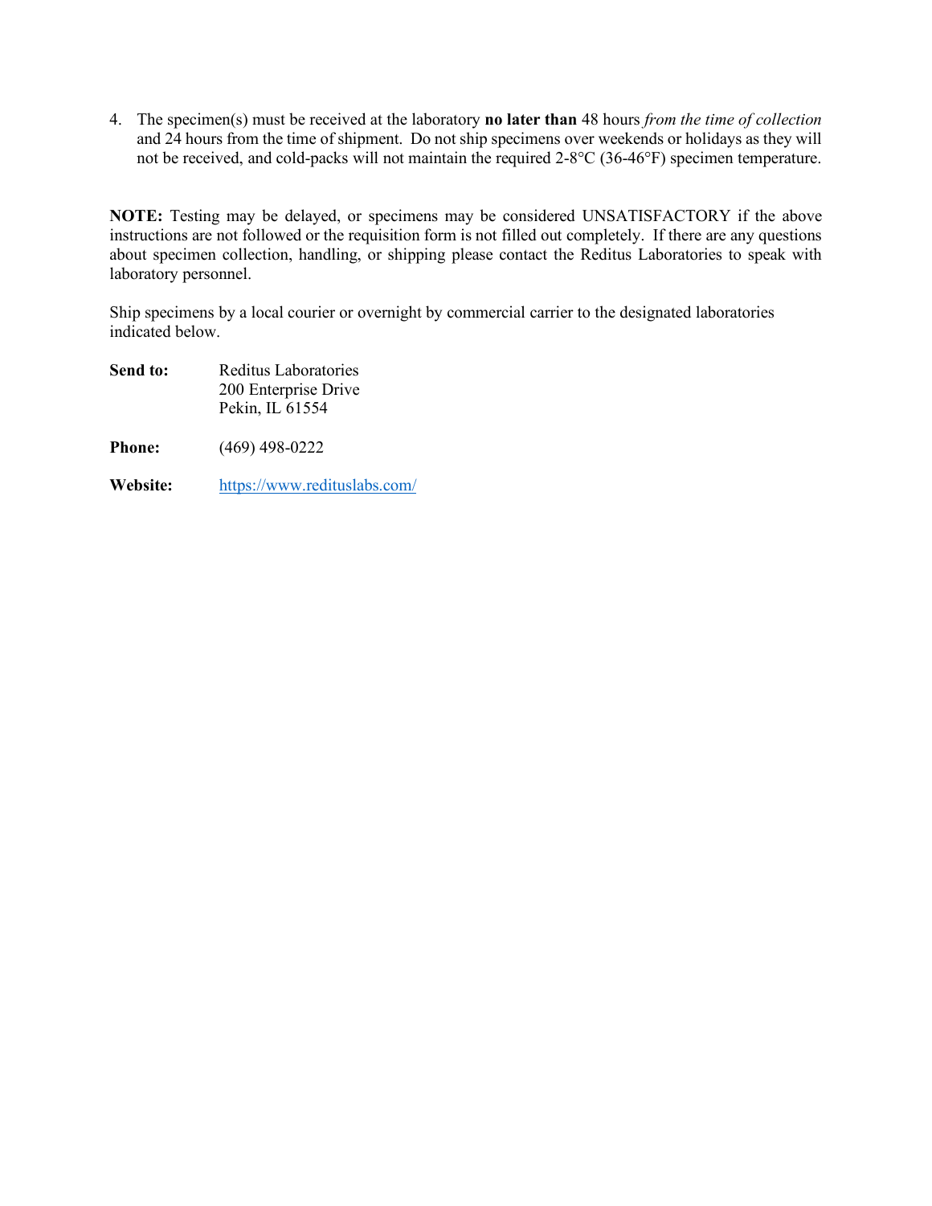4. The specimen(s) must be received at the laboratory **no later than** 48 hours *from the time of collection* and 24 hours from the time of shipment. Do not ship specimens over weekends or holidays as they will not be received, and cold-packs will not maintain the required 2-8°C (36-46°F) specimen temperature.

**NOTE:** Testing may be delayed, or specimens may be considered UNSATISFACTORY if the above instructions are not followed or the requisition form is not filled out completely. If there are any questions about specimen collection, handling, or shipping please contact the Reditus Laboratories to speak with laboratory personnel.

Ship specimens by a local courier or overnight by commercial carrier to the designated laboratories indicated below.

**Send to:** Reditus Laboratories
200 Enterprise Drive
Pekin, IL 61554

**Phone:** (469) 498-0222

**Website:** [https://www.redituslabs.com/](https://www.redituslabs.com/)